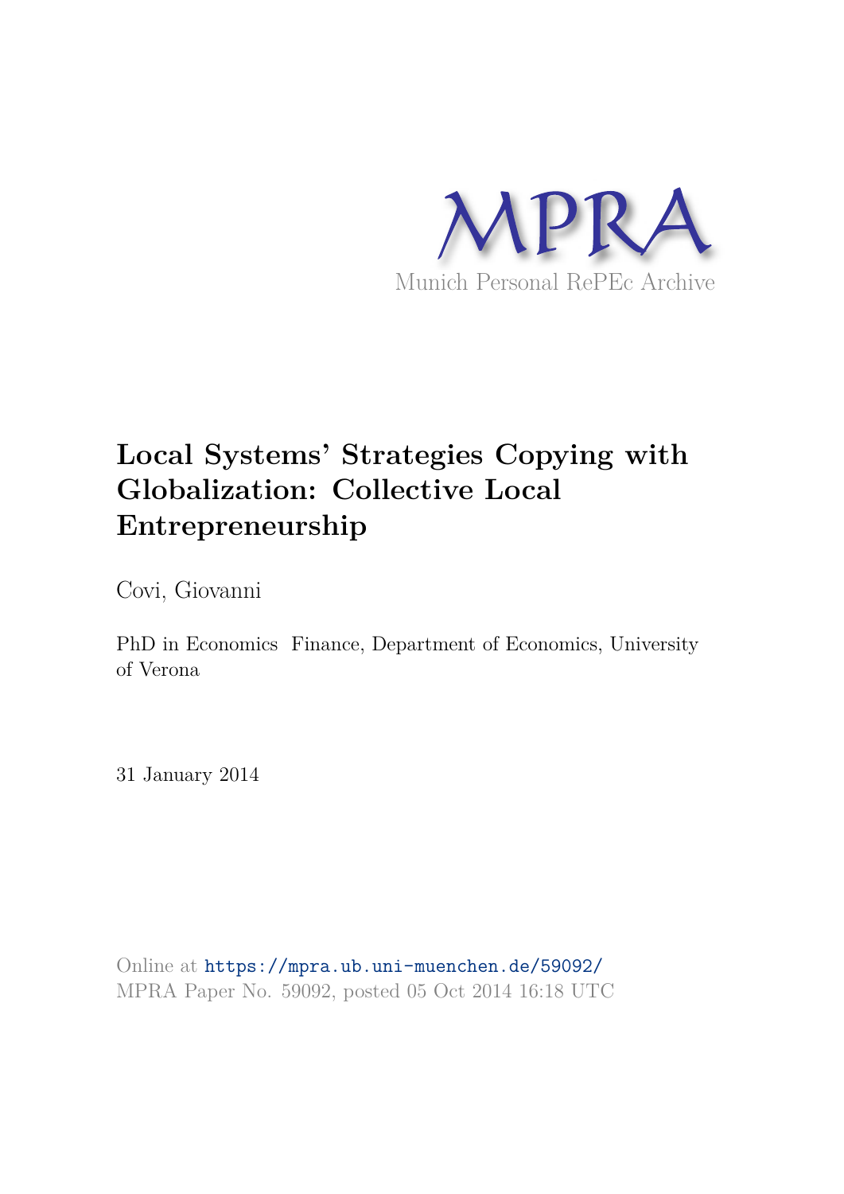MPRA

Munich Personal RePEc Archive

# Local Systems' Strategies Copying with Globalization: Collective Local Entrepreneurship

Covi, Giovanni

PhD in Economics Finance, Department of Economics, University of Verona

31 January 2014

Online at https://mpra.ub.uni-muenchen.de/59092/
MPRA Paper No. 59092, posted 05 Oct 2014 16:18 UTC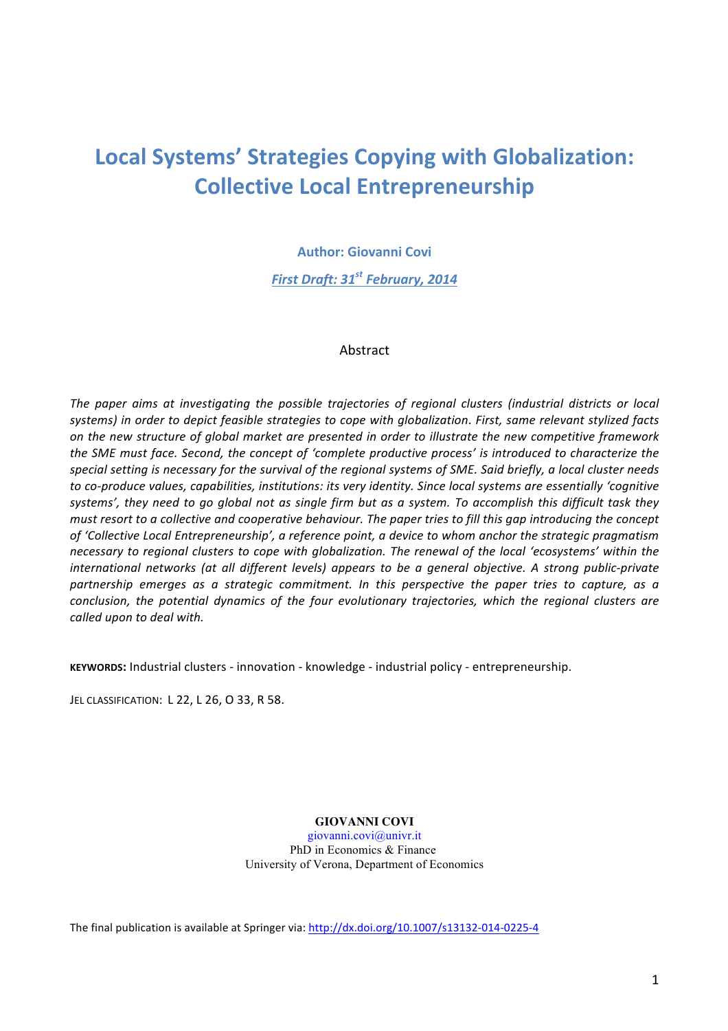# Local Systems' Strategies Copying with Globalization: Collective Local Entrepreneurship

**Author: Giovanni Covi**

***First Draft: 31*** [st] ***February, 2014***

Abstract

*The paper aims at investigating the possible trajectories of regional clusters (industrial districts or local systems) in order to depict feasible strategies to cope with globalization. First, same relevant stylized facts on the new structure of global market are presented in order to illustrate the new competitive framework the SME must face. Second, the concept of 'complete productive process' is introduced to characterize the special setting is necessary for the survival of the regional systems of SME. Said briefly, a local cluster needs to co-produce values, capabilities, institutions: its very identity. Since local systems are essentially 'cognitive systems', they need to go global not as single firm but as a system. To accomplish this difficult task they must resort to a collective and cooperative behaviour. The paper tries to fill this gap introducing the concept of 'Collective Local Entrepreneurship', a reference point, a device to whom anchor the strategic pragmatism necessary to regional clusters to cope with globalization. The renewal of the local 'ecosystems' within the international networks (at all different levels) appears to be a general objective. A strong public-private partnership emerges as a strategic commitment. In this perspective the paper tries to capture, as a conclusion, the potential dynamics of the four evolutionary trajectories, which the regional clusters are called upon to deal with.*

**KEYWORDS:** Industrial clusters - innovation - knowledge - industrial policy - entrepreneurship.

JEL CLASSIFICATION: L 22, L 26, O 33, R 58.

**GIOVANNI COVI**
giovanni.covi@univr.it
PhD in Economics & Finance
University of Verona, Department of Economics

The final publication is available at Springer via: http://dx.doi.org/10.1007/s13132-014-0225-4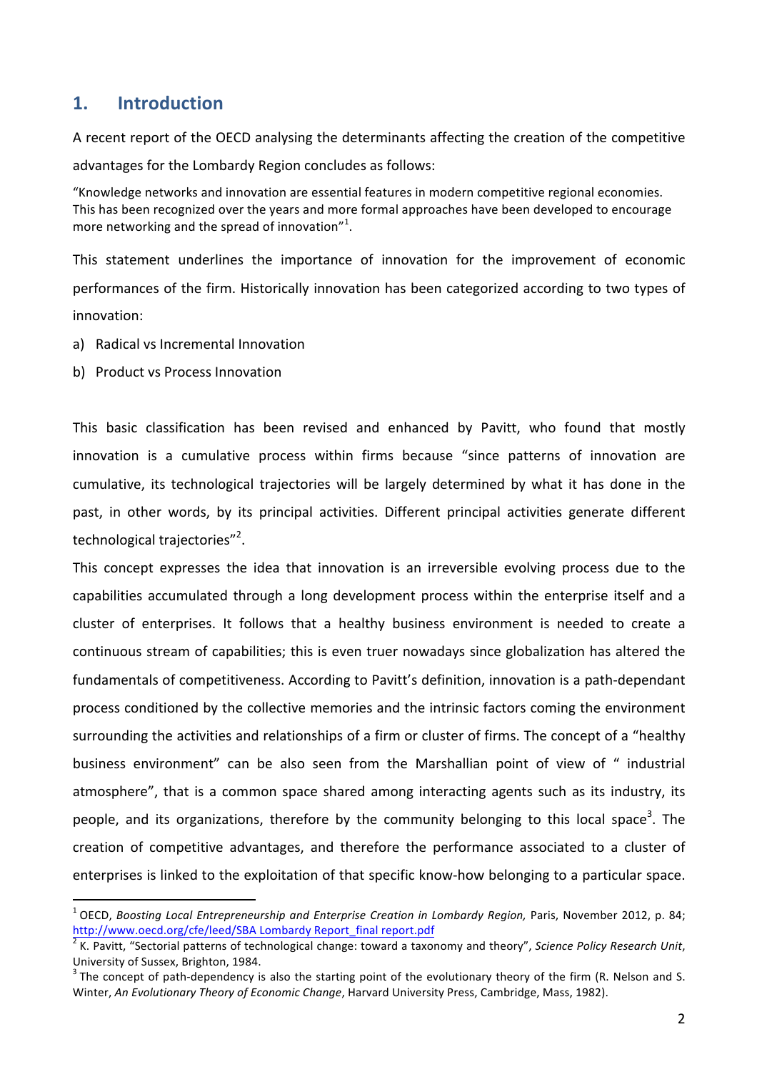## 1. Introduction

A recent report of the OECD analysing the determinants affecting the creation of the competitive advantages for the Lombardy Region concludes as follows:

"Knowledge networks and innovation are essential features in modern competitive regional economies. This has been recognized over the years and more formal approaches have been developed to encourage more networking and the spread of innovation"[1].

This statement underlines the importance of innovation for the improvement of economic performances of the firm. Historically innovation has been categorized according to two types of innovation:

a) Radical vs Incremental Innovation

b) Product vs Process Innovation

This basic classification has been revised and enhanced by Pavitt, who found that mostly innovation is a cumulative process within firms because "since patterns of innovation are cumulative, its technological trajectories will be largely determined by what it has done in the past, in other words, by its principal activities. Different principal activities generate different technological trajectories"[2].

This concept expresses the idea that innovation is an irreversible evolving process due to the capabilities accumulated through a long development process within the enterprise itself and a cluster of enterprises. It follows that a healthy business environment is needed to create a continuous stream of capabilities; this is even truer nowadays since globalization has altered the fundamentals of competitiveness. According to Pavitt's definition, innovation is a path-dependant process conditioned by the collective memories and the intrinsic factors coming the environment surrounding the activities and relationships of a firm or cluster of firms. The concept of a "healthy business environment" can be also seen from the Marshallian point of view of " industrial atmosphere", that is a common space shared among interacting agents such as its industry, its people, and its organizations, therefore by the community belonging to this local space[3]. The creation of competitive advantages, and therefore the performance associated to a cluster of enterprises is linked to the exploitation of that specific know-how belonging to a particular space.

---

[1] OECD, *Boosting Local Entrepreneurship and Enterprise Creation in Lombardy Region,* Paris, November 2012, p. 84; http://www.oecd.org/cfe/leed/SBA Lombardy Report_final report.pdf

[2] K. Pavitt, "Sectorial patterns of technological change: toward a taxonomy and theory", *Science Policy Research Unit*, University of Sussex, Brighton, 1984.

[3] The concept of path-dependency is also the starting point of the evolutionary theory of the firm (R. Nelson and S. Winter, *An Evolutionary Theory of Economic Change*, Harvard University Press, Cambridge, Mass, 1982).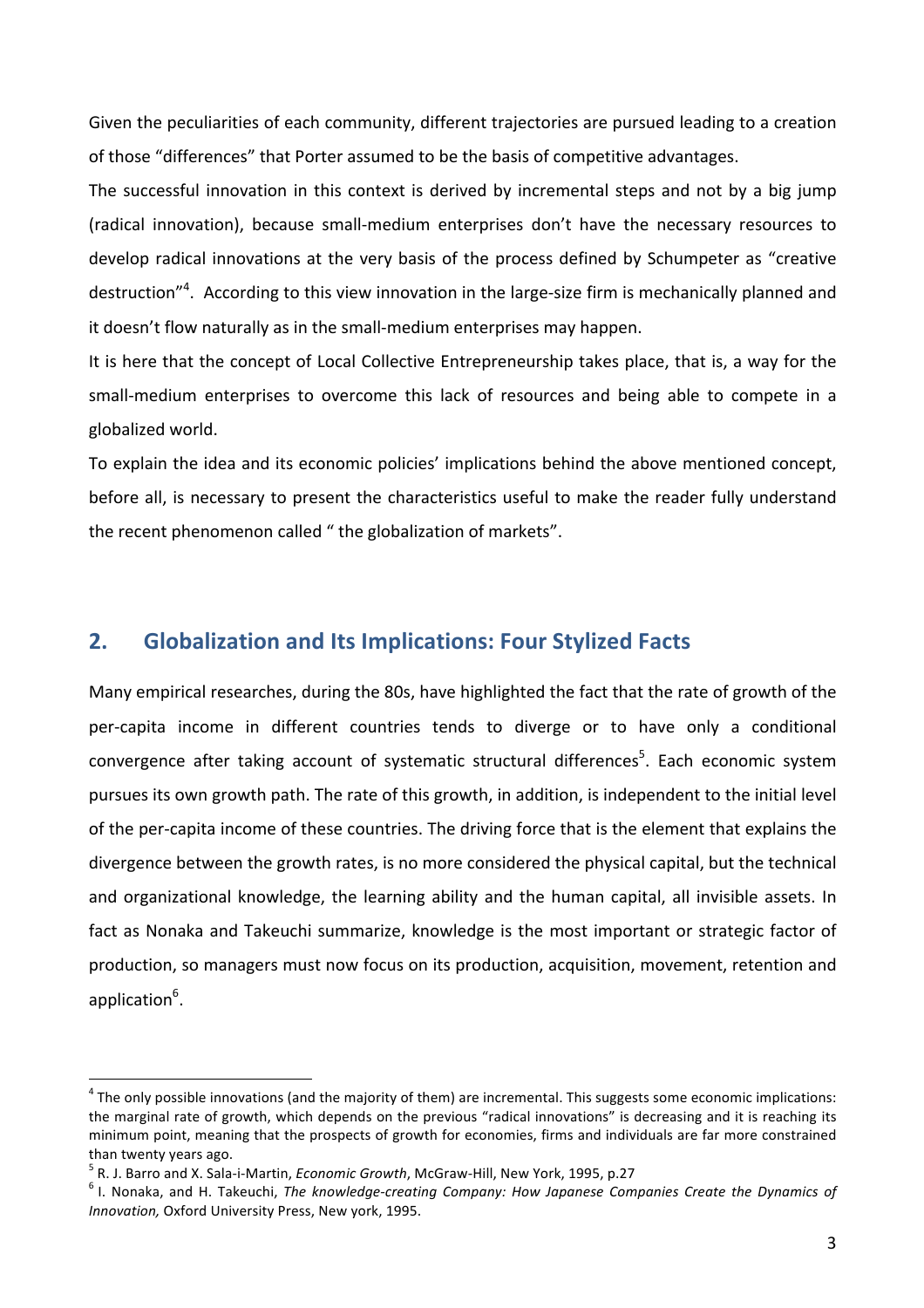Given the peculiarities of each community, different trajectories are pursued leading to a creation of those “differences” that Porter assumed to be the basis of competitive advantages.

The successful innovation in this context is derived by incremental steps and not by a big jump (radical innovation), because small-medium enterprises don’t have the necessary resources to develop radical innovations at the very basis of the process defined by Schumpeter as “creative destruction”[4]. According to this view innovation in the large-size firm is mechanically planned and it doesn’t flow naturally as in the small-medium enterprises may happen.

It is here that the concept of Local Collective Entrepreneurship takes place, that is, a way for the small-medium enterprises to overcome this lack of resources and being able to compete in a globalized world.

To explain the idea and its economic policies’ implications behind the above mentioned concept, before all, is necessary to present the characteristics useful to make the reader fully understand the recent phenomenon called “ the globalization of markets”.

## 2. Globalization and Its Implications: Four Stylized Facts

Many empirical researches, during the 80s, have highlighted the fact that the rate of growth of the per-capita income in different countries tends to diverge or to have only a conditional convergence after taking account of systematic structural differences[5]. Each economic system pursues its own growth path. The rate of this growth, in addition, is independent to the initial level of the per-capita income of these countries. The driving force that is the element that explains the divergence between the growth rates, is no more considered the physical capital, but the technical and organizational knowledge, the learning ability and the human capital, all invisible assets. In fact as Nonaka and Takeuchi summarize, knowledge is the most important or strategic factor of production, so managers must now focus on its production, acquisition, movement, retention and application[6].

---

[4] The only possible innovations (and the majority of them) are incremental. This suggests some economic implications: the marginal rate of growth, which depends on the previous “radical innovations” is decreasing and it is reaching its minimum point, meaning that the prospects of growth for economies, firms and individuals are far more constrained than twenty years ago.

[5] R. J. Barro and X. Sala-i-Martin, *Economic Growth*, McGraw-Hill, New York, 1995, p.27

[6] I. Nonaka, and H. Takeuchi, *The knowledge-creating Company: How Japanese Companies Create the Dynamics of Innovation,* Oxford University Press, New york, 1995.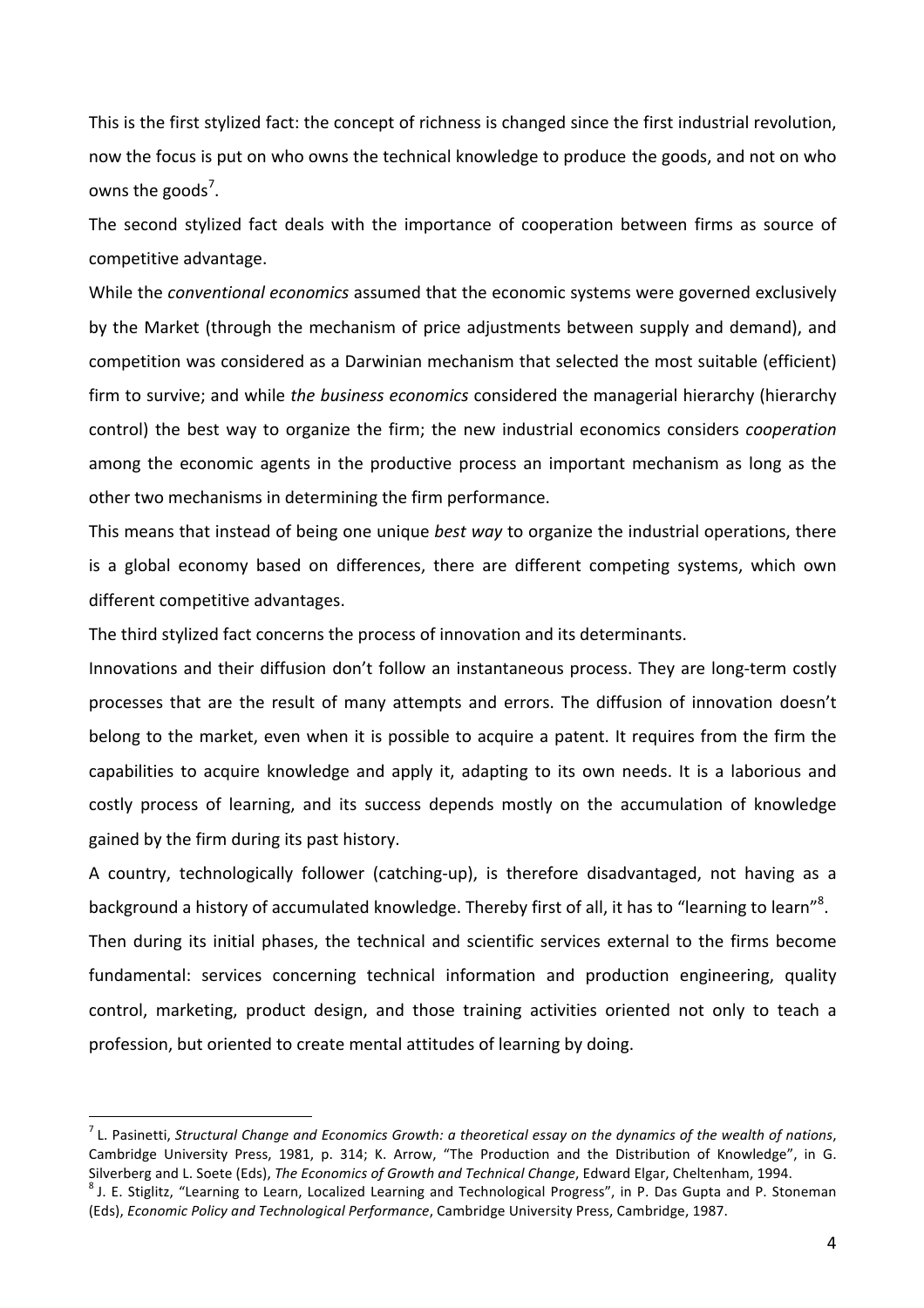This is the first stylized fact: the concept of richness is changed since the first industrial revolution, now the focus is put on who owns the technical knowledge to produce the goods, and not on who owns the goods[7].

The second stylized fact deals with the importance of cooperation between firms as source of competitive advantage.

While the *conventional economics* assumed that the economic systems were governed exclusively by the Market (through the mechanism of price adjustments between supply and demand), and competition was considered as a Darwinian mechanism that selected the most suitable (efficient) firm to survive; and while *the business economics* considered the managerial hierarchy (hierarchy control) the best way to organize the firm; the new industrial economics considers *cooperation* among the economic agents in the productive process an important mechanism as long as the other two mechanisms in determining the firm performance.

This means that instead of being one unique *best way* to organize the industrial operations, there is a global economy based on differences, there are different competing systems, which own different competitive advantages.

The third stylized fact concerns the process of innovation and its determinants.

Innovations and their diffusion don't follow an instantaneous process. They are long-term costly processes that are the result of many attempts and errors. The diffusion of innovation doesn't belong to the market, even when it is possible to acquire a patent. It requires from the firm the capabilities to acquire knowledge and apply it, adapting to its own needs. It is a laborious and costly process of learning, and its success depends mostly on the accumulation of knowledge gained by the firm during its past history.

A country, technologically follower (catching-up), is therefore disadvantaged, not having as a background a history of accumulated knowledge. Thereby first of all, it has to "learning to learn"[8].

Then during its initial phases, the technical and scientific services external to the firms become fundamental: services concerning technical information and production engineering, quality control, marketing, product design, and those training activities oriented not only to teach a profession, but oriented to create mental attitudes of learning by doing.

---

[7] L. Pasinetti, *Structural Change and Economics Growth: a theoretical essay on the dynamics of the wealth of nations*, Cambridge University Press, 1981, p. 314; K. Arrow, "The Production and the Distribution of Knowledge", in G. Silverberg and L. Soete (Eds), *The Economics of Growth and Technical Change*, Edward Elgar, Cheltenham, 1994.

[8] J. E. Stiglitz, "Learning to Learn, Localized Learning and Technological Progress", in P. Das Gupta and P. Stoneman (Eds), *Economic Policy and Technological Performance*, Cambridge University Press, Cambridge, 1987.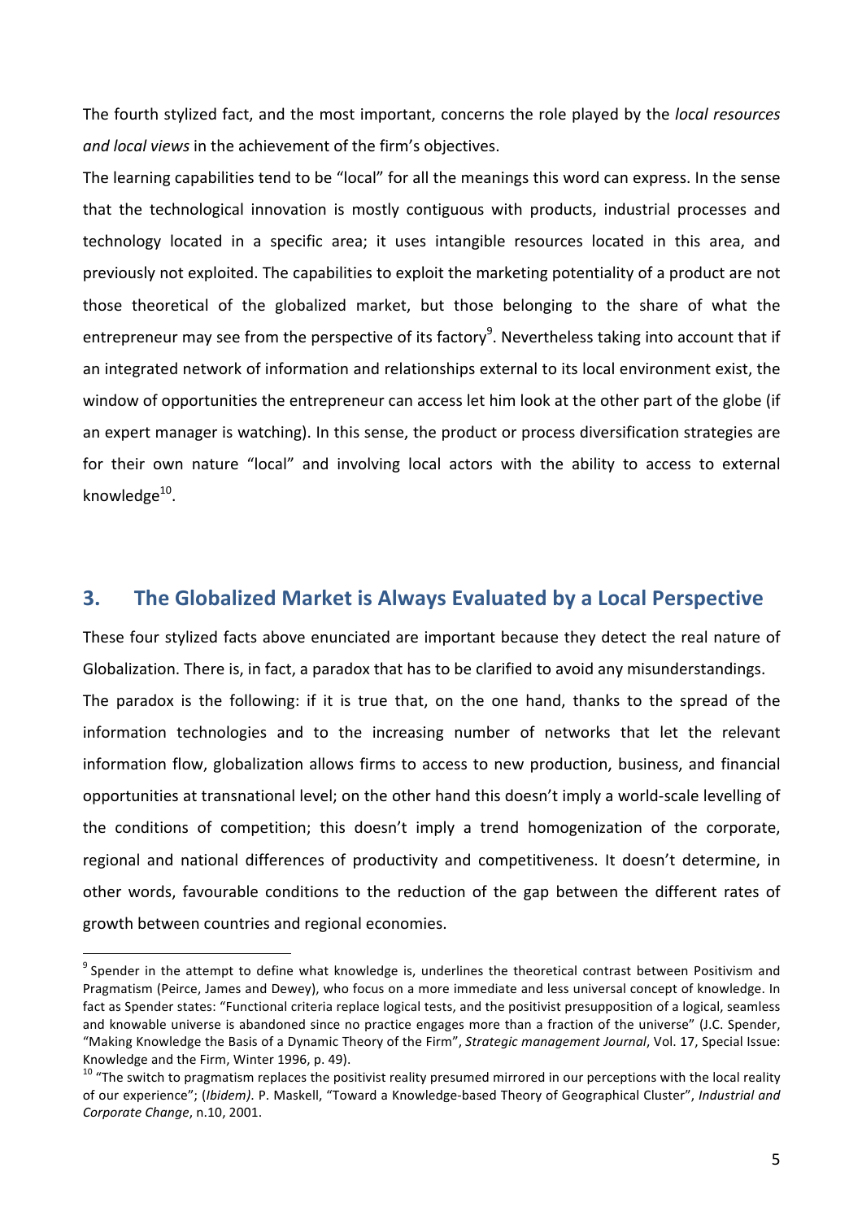The fourth stylized fact, and the most important, concerns the role played by the *local resources and local views* in the achievement of the firm's objectives.

The learning capabilities tend to be "local" for all the meanings this word can express. In the sense that the technological innovation is mostly contiguous with products, industrial processes and technology located in a specific area; it uses intangible resources located in this area, and previously not exploited. The capabilities to exploit the marketing potentiality of a product are not those theoretical of the globalized market, but those belonging to the share of what the entrepreneur may see from the perspective of its factory[9]. Nevertheless taking into account that if an integrated network of information and relationships external to its local environment exist, the window of opportunities the entrepreneur can access let him look at the other part of the globe (if an expert manager is watching). In this sense, the product or process diversification strategies are for their own nature "local" and involving local actors with the ability to access to external knowledge[10].

## 3. The Globalized Market is Always Evaluated by a Local Perspective

These four stylized facts above enunciated are important because they detect the real nature of Globalization. There is, in fact, a paradox that has to be clarified to avoid any misunderstandings.

The paradox is the following: if it is true that, on the one hand, thanks to the spread of the information technologies and to the increasing number of networks that let the relevant information flow, globalization allows firms to access to new production, business, and financial opportunities at transnational level; on the other hand this doesn't imply a world-scale levelling of the conditions of competition; this doesn't imply a trend homogenization of the corporate, regional and national differences of productivity and competitiveness. It doesn't determine, in other words, favourable conditions to the reduction of the gap between the different rates of growth between countries and regional economies.

---

[9] Spender in the attempt to define what knowledge is, underlines the theoretical contrast between Positivism and Pragmatism (Peirce, James and Dewey), who focus on a more immediate and less universal concept of knowledge. In fact as Spender states: "Functional criteria replace logical tests, and the positivist presupposition of a logical, seamless and knowable universe is abandoned since no practice engages more than a fraction of the universe" (J.C. Spender, "Making Knowledge the Basis of a Dynamic Theory of the Firm", *Strategic management Journal*, Vol. 17, Special Issue: Knowledge and the Firm, Winter 1996, p. 49).

[10] "The switch to pragmatism replaces the positivist reality presumed mirrored in our perceptions with the local reality of our experience"; (*Ibidem)*. P. Maskell, "Toward a Knowledge-based Theory of Geographical Cluster", *Industrial and Corporate Change*, n.10, 2001.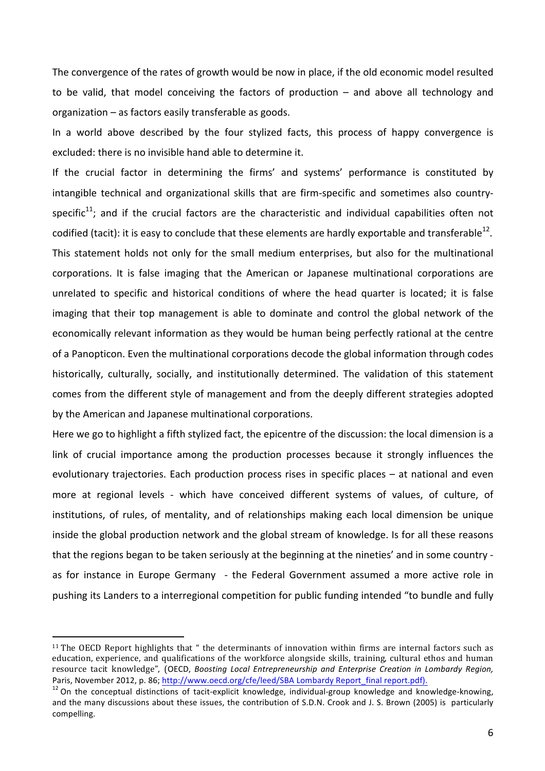The convergence of the rates of growth would be now in place, if the old economic model resulted to be valid, that model conceiving the factors of production – and above all technology and organization – as factors easily transferable as goods.

In a world above described by the four stylized facts, this process of happy convergence is excluded: there is no invisible hand able to determine it.

If the crucial factor in determining the firms' and systems' performance is constituted by intangible technical and organizational skills that are firm-specific and sometimes also country-specific[11]; and if the crucial factors are the characteristic and individual capabilities often not codified (tacit): it is easy to conclude that these elements are hardly exportable and transferable[12].

This statement holds not only for the small medium enterprises, but also for the multinational corporations. It is false imaging that the American or Japanese multinational corporations are unrelated to specific and historical conditions of where the head quarter is located; it is false imaging that their top management is able to dominate and control the global network of the economically relevant information as they would be human being perfectly rational at the centre of a Panopticon. Even the multinational corporations decode the global information through codes historically, culturally, socially, and institutionally determined. The validation of this statement comes from the different style of management and from the deeply different strategies adopted by the American and Japanese multinational corporations.

Here we go to highlight a fifth stylized fact, the epicentre of the discussion: the local dimension is a link of crucial importance among the production processes because it strongly influences the evolutionary trajectories. Each production process rises in specific places – at national and even more at regional levels - which have conceived different systems of values, of culture, of institutions, of rules, of mentality, and of relationships making each local dimension be unique inside the global production network and the global stream of knowledge. Is for all these reasons that the regions began to be taken seriously at the beginning at the nineties' and in some country - as for instance in Europe Germany - the Federal Government assumed a more active role in pushing its Landers to a interregional competition for public funding intended "to bundle and fully

---

[11] The OECD Report highlights that " the determinants of innovation within firms are internal factors such as education, experience, and qualifications of the workforce alongside skills, training, cultural ethos and human resource tacit knowledge", (OECD, *Boosting Local Entrepreneurship and Enterprise Creation in Lombardy Region,* Paris, November 2012, p. 86; http://www.oecd.org/cfe/leed/SBA Lombardy Report_final report.pdf).

[12] On the conceptual distinctions of tacit-explicit knowledge, individual-group knowledge and knowledge-knowing, and the many discussions about these issues, the contribution of S.D.N. Crook and J. S. Brown (2005) is particularly compelling.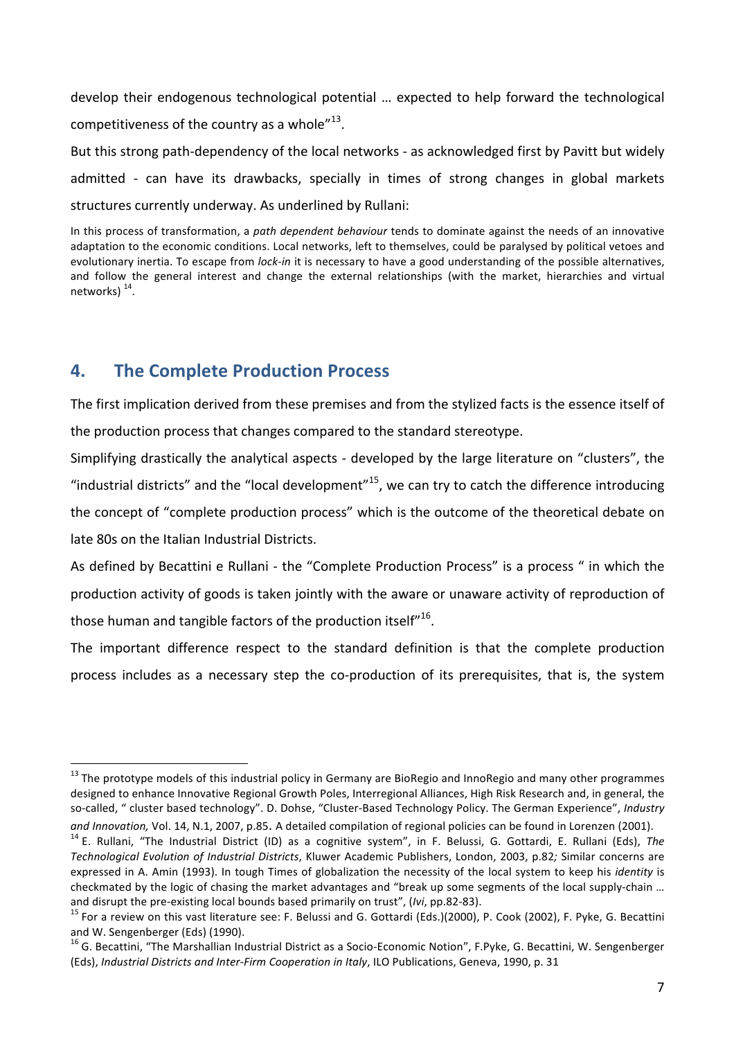develop their endogenous technological potential … expected to help forward the technological competitiveness of the country as a whole"[13].

But this strong path-dependency of the local networks - as acknowledged first by Pavitt but widely admitted - can have its drawbacks, specially in times of strong changes in global markets structures currently underway. As underlined by Rullani:

> In this process of transformation, a *path dependent behaviour* tends to dominate against the needs of an innovative adaptation to the economic conditions. Local networks, left to themselves, could be paralysed by political vetoes and evolutionary inertia. To escape from *lock-in* it is necessary to have a good understanding of the possible alternatives, and follow the general interest and change the external relationships (with the market, hierarchies and virtual networks) [14].

## 4. The Complete Production Process

The first implication derived from these premises and from the stylized facts is the essence itself of the production process that changes compared to the standard stereotype.

Simplifying drastically the analytical aspects - developed by the large literature on "clusters", the "industrial districts" and the "local development"[15], we can try to catch the difference introducing the concept of "complete production process" which is the outcome of the theoretical debate on late 80s on the Italian Industrial Districts.

As defined by Becattini e Rullani - the "Complete Production Process" is a process " in which the production activity of goods is taken jointly with the aware or unaware activity of reproduction of those human and tangible factors of the production itself"[16].

The important difference respect to the standard definition is that the complete production process includes as a necessary step the co-production of its prerequisites, that is, the system

---

[13] The prototype models of this industrial policy in Germany are BioRegio and InnoRegio and many other programmes designed to enhance Innovative Regional Growth Poles, Interregional Alliances, High Risk Research and, in general, the so-called, " cluster based technology". D. Dohse, "Cluster-Based Technology Policy. The German Experience", *Industry and Innovation,* Vol. 14, N.1, 2007, p.85. A detailed compilation of regional policies can be found in Lorenzen (2001).

[14] E. Rullani, "The Industrial District (ID) as a cognitive system", in F. Belussi, G. Gottardi, E. Rullani (Eds), *The Technological Evolution of Industrial Districts*, Kluwer Academic Publishers, London, 2003, p.82*;* Similar concerns are expressed in A. Amin (1993). In tough Times of globalization the necessity of the local system to keep his *identity* is checkmated by the logic of chasing the market advantages and "break up some segments of the local supply-chain … and disrupt the pre-existing local bounds based primarily on trust", (*Ivi*, pp.82-83).

[15] For a review on this vast literature see: F. Belussi and G. Gottardi (Eds.)(2000), P. Cook (2002), F. Pyke, G. Becattini and W. Sengenberger (Eds) (1990).

[16] G. Becattini, "The Marshallian Industrial District as a Socio-Economic Notion", F.Pyke, G. Becattini, W. Sengenberger (Eds), *Industrial Districts and Inter-Firm Cooperation in Italy*, ILO Publications, Geneva, 1990, p. 31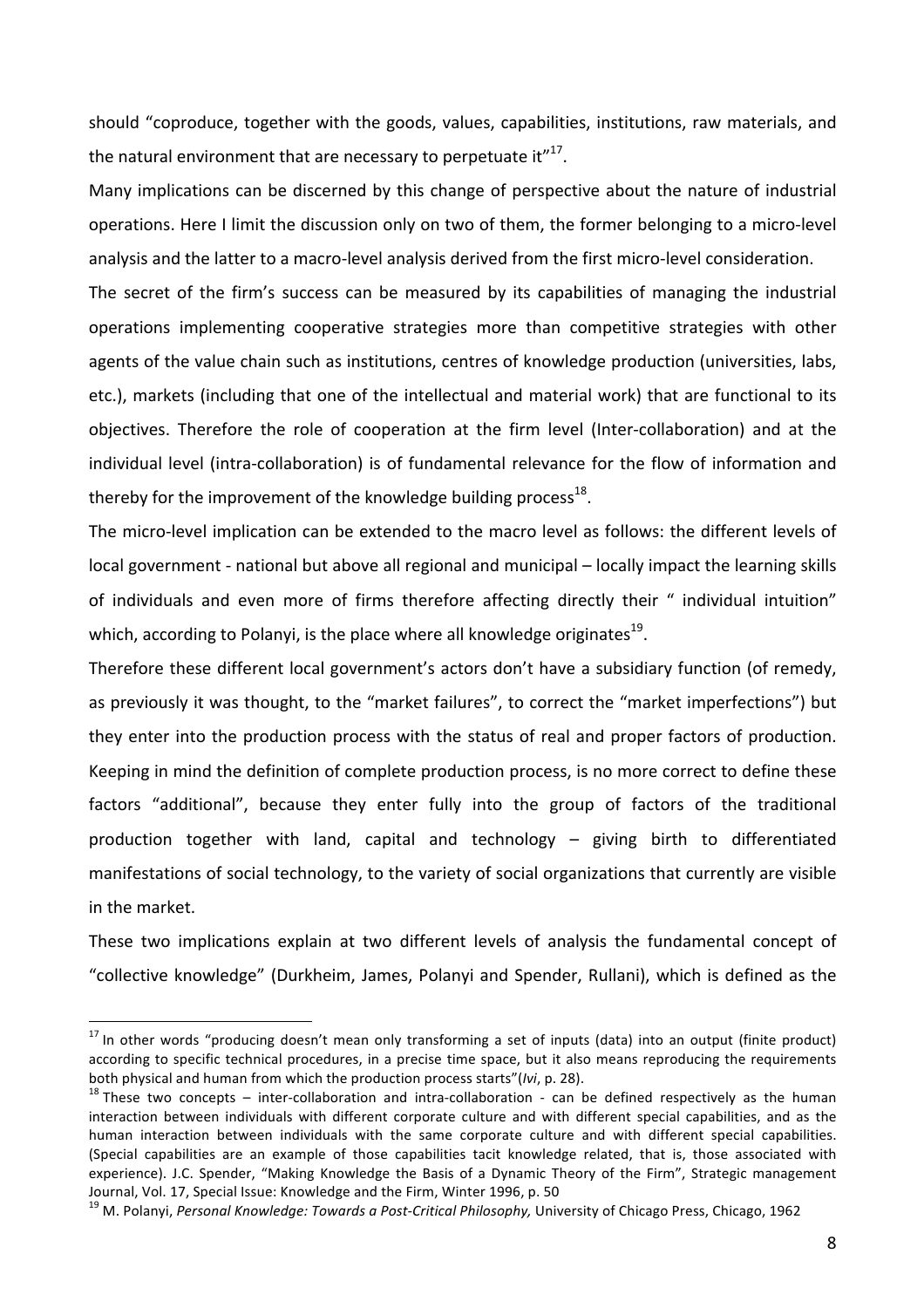should "coproduce, together with the goods, values, capabilities, institutions, raw materials, and the natural environment that are necessary to perpetuate it"[17].

Many implications can be discerned by this change of perspective about the nature of industrial operations. Here I limit the discussion only on two of them, the former belonging to a micro-level analysis and the latter to a macro-level analysis derived from the first micro-level consideration.

The secret of the firm's success can be measured by its capabilities of managing the industrial operations implementing cooperative strategies more than competitive strategies with other agents of the value chain such as institutions, centres of knowledge production (universities, labs, etc.), markets (including that one of the intellectual and material work) that are functional to its objectives. Therefore the role of cooperation at the firm level (Inter-collaboration) and at the individual level (intra-collaboration) is of fundamental relevance for the flow of information and thereby for the improvement of the knowledge building process[18].

The micro-level implication can be extended to the macro level as follows: the different levels of local government - national but above all regional and municipal – locally impact the learning skills of individuals and even more of firms therefore affecting directly their " individual intuition" which, according to Polanyi, is the place where all knowledge originates[19].

Therefore these different local government's actors don't have a subsidiary function (of remedy, as previously it was thought, to the "market failures", to correct the "market imperfections") but they enter into the production process with the status of real and proper factors of production. Keeping in mind the definition of complete production process, is no more correct to define these factors "additional", because they enter fully into the group of factors of the traditional production together with land, capital and technology – giving birth to differentiated manifestations of social technology, to the variety of social organizations that currently are visible in the market.

These two implications explain at two different levels of analysis the fundamental concept of "collective knowledge" (Durkheim, James, Polanyi and Spender, Rullani), which is defined as the

---

[17] In other words "producing doesn't mean only transforming a set of inputs (data) into an output (finite product) according to specific technical procedures, in a precise time space, but it also means reproducing the requirements both physical and human from which the production process starts"(*Ivi*, p. 28).

[18] These two concepts – inter-collaboration and intra-collaboration - can be defined respectively as the human interaction between individuals with different corporate culture and with different special capabilities, and as the human interaction between individuals with the same corporate culture and with different special capabilities. (Special capabilities are an example of those capabilities tacit knowledge related, that is, those associated with experience). J.C. Spender, "Making Knowledge the Basis of a Dynamic Theory of the Firm", Strategic management Journal, Vol. 17, Special Issue: Knowledge and the Firm, Winter 1996, p. 50

[19] M. Polanyi, *Personal Knowledge: Towards a Post-Critical Philosophy,* University of Chicago Press, Chicago, 1962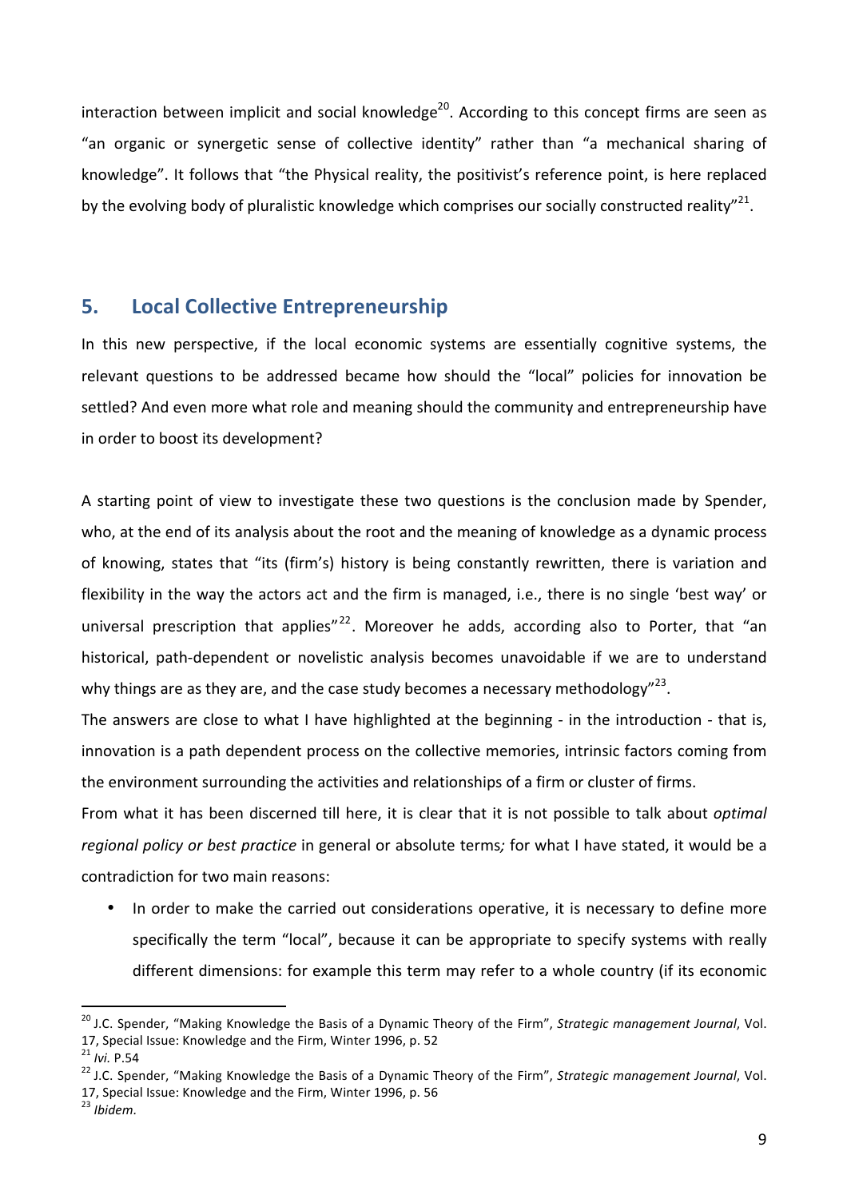interaction between implicit and social knowledge[20]. According to this concept firms are seen as "an organic or synergetic sense of collective identity" rather than "a mechanical sharing of knowledge". It follows that "the Physical reality, the positivist's reference point, is here replaced by the evolving body of pluralistic knowledge which comprises our socially constructed reality"[21].

## 5. Local Collective Entrepreneurship

In this new perspective, if the local economic systems are essentially cognitive systems, the relevant questions to be addressed became how should the "local" policies for innovation be settled? And even more what role and meaning should the community and entrepreneurship have in order to boost its development?

A starting point of view to investigate these two questions is the conclusion made by Spender, who, at the end of its analysis about the root and the meaning of knowledge as a dynamic process of knowing, states that "its (firm's) history is being constantly rewritten, there is variation and flexibility in the way the actors act and the firm is managed, i.e., there is no single 'best way' or universal prescription that applies"[22]. Moreover he adds, according also to Porter, that "an historical, path-dependent or novelistic analysis becomes unavoidable if we are to understand why things are as they are, and the case study becomes a necessary methodology"[23].

The answers are close to what I have highlighted at the beginning - in the introduction - that is, innovation is a path dependent process on the collective memories, intrinsic factors coming from the environment surrounding the activities and relationships of a firm or cluster of firms.

From what it has been discerned till here, it is clear that it is not possible to talk about *optimal regional policy or best practice* in general or absolute terms*;* for what I have stated, it would be a contradiction for two main reasons:

- In order to make the carried out considerations operative, it is necessary to define more specifically the term "local", because it can be appropriate to specify systems with really different dimensions: for example this term may refer to a whole country (if its economic

---

[20] J.C. Spender, "Making Knowledge the Basis of a Dynamic Theory of the Firm", *Strategic management Journal*, Vol. 17, Special Issue: Knowledge and the Firm, Winter 1996, p. 52

[21] *Ivi.* P.54

[22] J.C. Spender, "Making Knowledge the Basis of a Dynamic Theory of the Firm", *Strategic management Journal*, Vol. 17, Special Issue: Knowledge and the Firm, Winter 1996, p. 56

[23] *Ibidem.*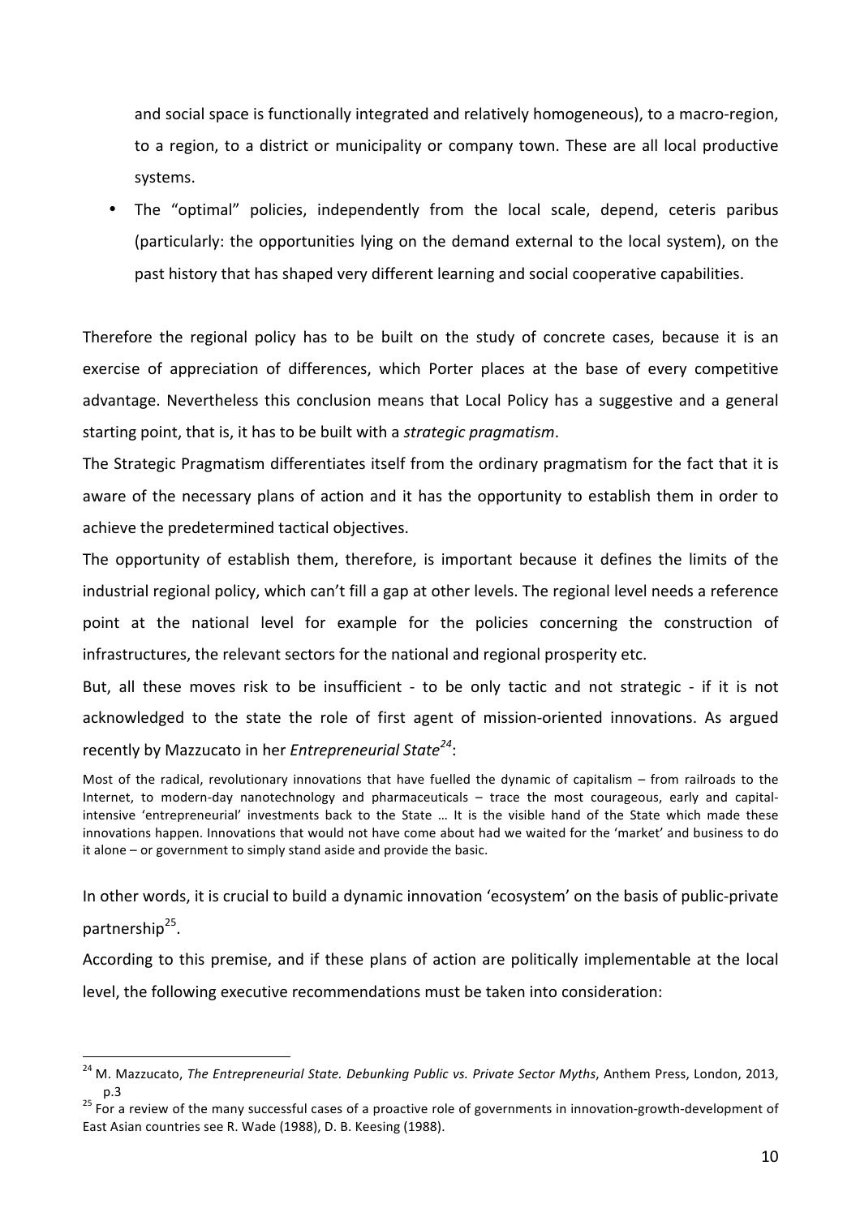and social space is functionally integrated and relatively homogeneous), to a macro-region, to a region, to a district or municipality or company town. These are all local productive systems.

- The "optimal" policies, independently from the local scale, depend, ceteris paribus (particularly: the opportunities lying on the demand external to the local system), on the past history that has shaped very different learning and social cooperative capabilities.

Therefore the regional policy has to be built on the study of concrete cases, because it is an exercise of appreciation of differences, which Porter places at the base of every competitive advantage. Nevertheless this conclusion means that Local Policy has a suggestive and a general starting point, that is, it has to be built with a *strategic pragmatism*.

The Strategic Pragmatism differentiates itself from the ordinary pragmatism for the fact that it is aware of the necessary plans of action and it has the opportunity to establish them in order to achieve the predetermined tactical objectives.

The opportunity of establish them, therefore, is important because it defines the limits of the industrial regional policy, which can't fill a gap at other levels. The regional level needs a reference point at the national level for example for the policies concerning the construction of infrastructures, the relevant sectors for the national and regional prosperity etc.

But, all these moves risk to be insufficient - to be only tactic and not strategic - if it is not acknowledged to the state the role of first agent of mission-oriented innovations. As argued recently by Mazzucato in her *Entrepreneurial State*[24]:

> Most of the radical, revolutionary innovations that have fuelled the dynamic of capitalism – from railroads to the Internet, to modern-day nanotechnology and pharmaceuticals – trace the most courageous, early and capital-intensive 'entrepreneurial' investments back to the State … It is the visible hand of the State which made these innovations happen. Innovations that would not have come about had we waited for the 'market' and business to do it alone – or government to simply stand aside and provide the basic.

In other words, it is crucial to build a dynamic innovation 'ecosystem' on the basis of public-private partnership[25].

According to this premise, and if these plans of action are politically implementable at the local level, the following executive recommendations must be taken into consideration:

---

[24] M. Mazzucato, *The Entrepreneurial State. Debunking Public vs. Private Sector Myths*, Anthem Press, London, 2013, p.3

[25] For a review of the many successful cases of a proactive role of governments in innovation-growth-development of East Asian countries see R. Wade (1988), D. B. Keesing (1988).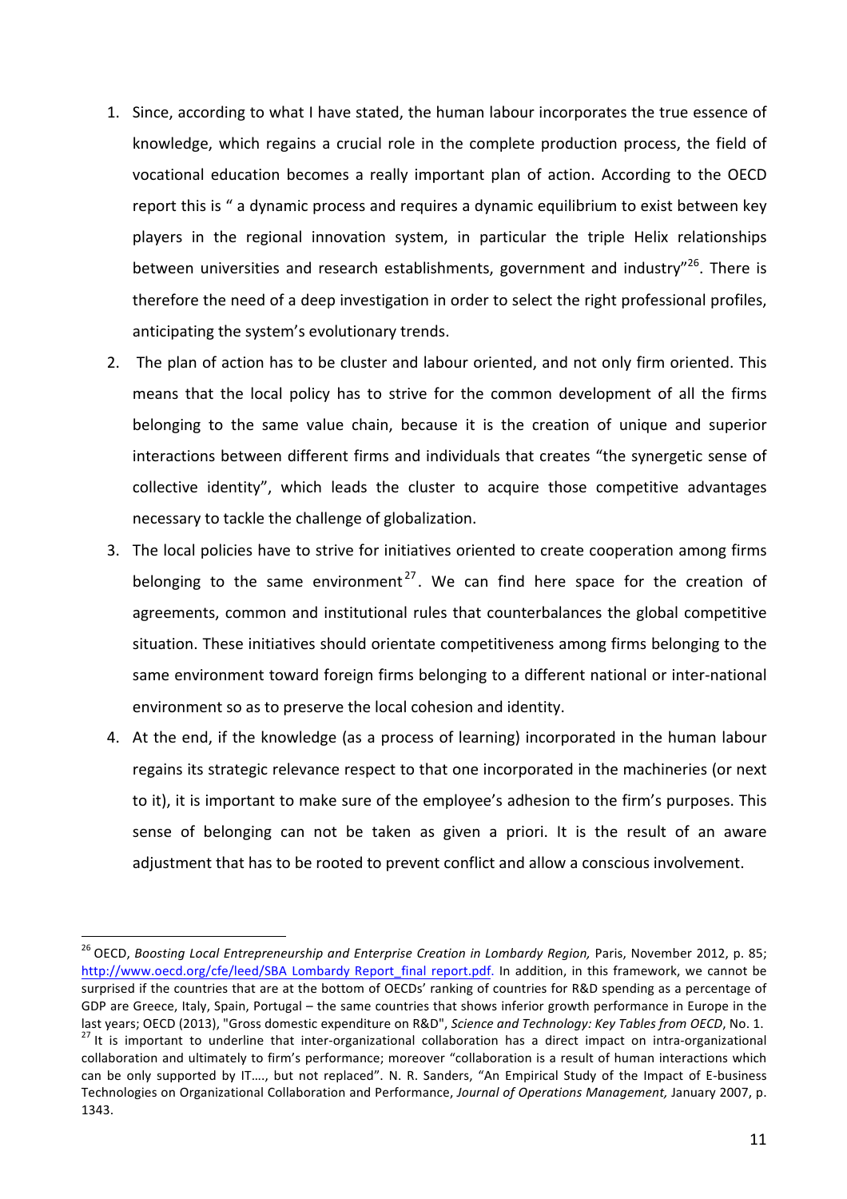1. Since, according to what I have stated, the human labour incorporates the true essence of knowledge, which regains a crucial role in the complete production process, the field of vocational education becomes a really important plan of action. According to the OECD report this is " a dynamic process and requires a dynamic equilibrium to exist between key players in the regional innovation system, in particular the triple Helix relationships between universities and research establishments, government and industry"[26]. There is therefore the need of a deep investigation in order to select the right professional profiles, anticipating the system's evolutionary trends.
2. The plan of action has to be cluster and labour oriented, and not only firm oriented. This means that the local policy has to strive for the common development of all the firms belonging to the same value chain, because it is the creation of unique and superior interactions between different firms and individuals that creates "the synergetic sense of collective identity", which leads the cluster to acquire those competitive advantages necessary to tackle the challenge of globalization.
3. The local policies have to strive for initiatives oriented to create cooperation among firms belonging to the same environment[27]. We can find here space for the creation of agreements, common and institutional rules that counterbalances the global competitive situation. These initiatives should orientate competitiveness among firms belonging to the same environment toward foreign firms belonging to a different national or inter-national environment so as to preserve the local cohesion and identity.
4. At the end, if the knowledge (as a process of learning) incorporated in the human labour regains its strategic relevance respect to that one incorporated in the machineries (or next to it), it is important to make sure of the employee's adhesion to the firm's purposes. This sense of belonging can not be taken as given a priori. It is the result of an aware adjustment that has to be rooted to prevent conflict and allow a conscious involvement.

---

[26] OECD, *Boosting Local Entrepreneurship and Enterprise Creation in Lombardy Region,* Paris, November 2012, p. 85; http://www.oecd.org/cfe/leed/SBA_Lombardy_Report_final_report.pdf. In addition, in this framework, we cannot be surprised if the countries that are at the bottom of OECDs' ranking of countries for R&D spending as a percentage of GDP are Greece, Italy, Spain, Portugal – the same countries that shows inferior growth performance in Europe in the last years; OECD (2013), "Gross domestic expenditure on R&D", *Science and Technology: Key Tables from OECD*, No. 1.

[27] It is important to underline that inter-organizational collaboration has a direct impact on intra-organizational collaboration and ultimately to firm's performance; moreover "collaboration is a result of human interactions which can be only supported by IT…., but not replaced". N. R. Sanders, "An Empirical Study of the Impact of E-business Technologies on Organizational Collaboration and Performance, *Journal of Operations Management,* January 2007, p. 1343.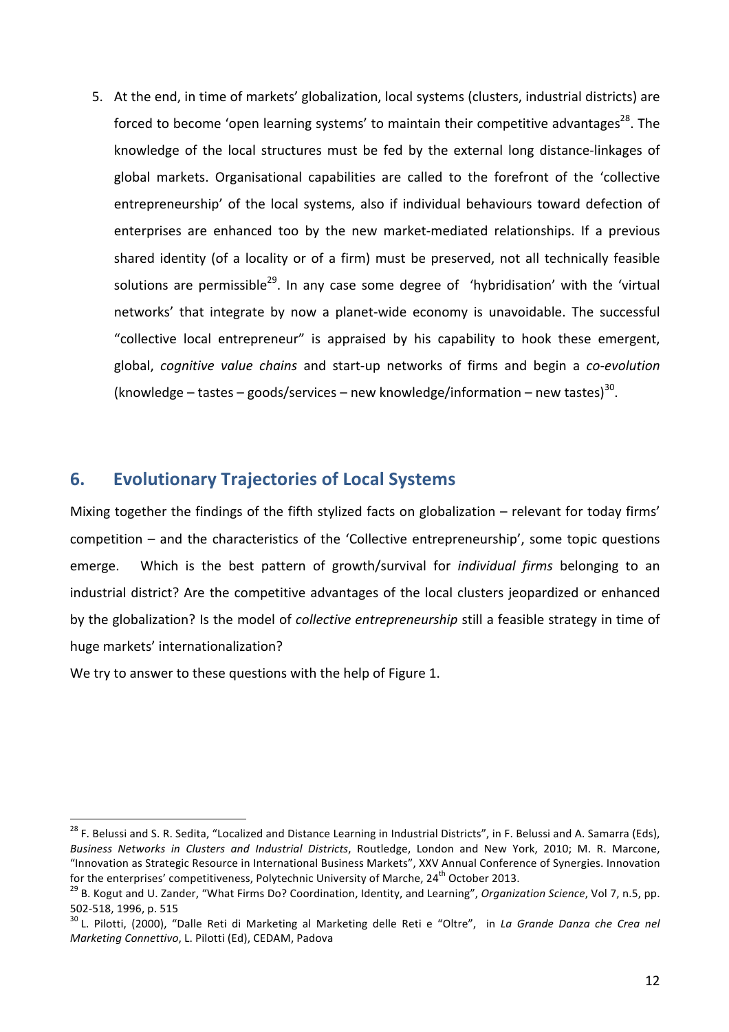5. At the end, in time of markets' globalization, local systems (clusters, industrial districts) are forced to become 'open learning systems' to maintain their competitive advantages[28]. The knowledge of the local structures must be fed by the external long distance-linkages of global markets. Organisational capabilities are called to the forefront of the 'collective entrepreneurship' of the local systems, also if individual behaviours toward defection of enterprises are enhanced too by the new market-mediated relationships. If a previous shared identity (of a locality or of a firm) must be preserved, not all technically feasible solutions are permissible[29]. In any case some degree of 'hybridisation' with the 'virtual networks' that integrate by now a planet-wide economy is unavoidable. The successful "collective local entrepreneur" is appraised by his capability to hook these emergent, global, *cognitive value chains* and start-up networks of firms and begin a *co-evolution* (knowledge – tastes – goods/services – new knowledge/information – new tastes)[30].

## 6. Evolutionary Trajectories of Local Systems

Mixing together the findings of the fifth stylized facts on globalization – relevant for today firms' competition – and the characteristics of the 'Collective entrepreneurship', some topic questions emerge. Which is the best pattern of growth/survival for *individual firms* belonging to an industrial district? Are the competitive advantages of the local clusters jeopardized or enhanced by the globalization? Is the model of *collective entrepreneurship* still a feasible strategy in time of huge markets' internationalization?

We try to answer to these questions with the help of Figure 1.

---

[28] F. Belussi and S. R. Sedita, "Localized and Distance Learning in Industrial Districts", in F. Belussi and A. Samarra (Eds), *Business Networks in Clusters and Industrial Districts*, Routledge, London and New York, 2010; M. R. Marcone, "Innovation as Strategic Resource in International Business Markets", XXV Annual Conference of Synergies. Innovation for the enterprises' competitiveness, Polytechnic University of Marche, 24th October 2013.

[29] B. Kogut and U. Zander, "What Firms Do? Coordination, Identity, and Learning", *Organization Science*, Vol 7, n.5, pp. 502-518, 1996, p. 515

[30] L. Pilotti, (2000), "Dalle Reti di Marketing al Marketing delle Reti e "Oltre", in *La Grande Danza che Crea nel Marketing Connettivo*, L. Pilotti (Ed), CEDAM, Padova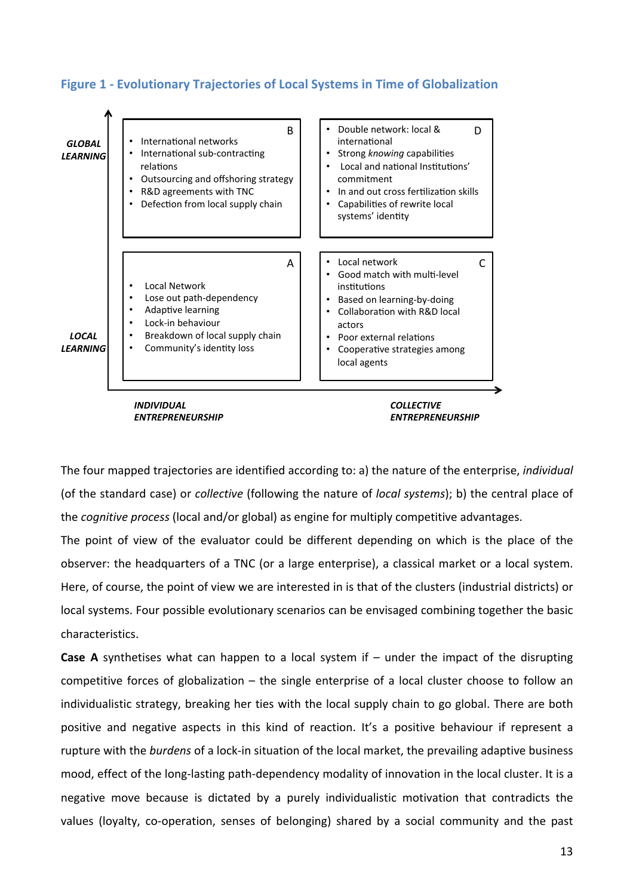**Figure 1 - Evolutionary Trajectories of Local Systems in Time of Globalization**

| | INDIVIDUAL ENTREPRENEURSHIP | COLLECTIVE ENTREPRENEURSHIP |
|---|---|---|
| **GLOBAL LEARNING** | **B**<br>• International networks<br>• International sub-contracting relations<br>• Outsourcing and offshoring strategy<br>• R&D agreements with TNC<br>• Defection from local supply chain | **D**<br>• Double network: local & international<br>• Strong *knowing* capabilities<br>• Local and national Institutions' commitment<br>• In and out cross fertilization skills<br>• Capabilities of rewrite local systems' identity |
| **LOCAL LEARNING** | **A**<br>• Local Network<br>• Lose out path-dependency<br>• Adaptive learning<br>• Lock-in behaviour<br>• Breakdown of local supply chain<br>• Community's identity loss | **C**<br>• Local network<br>• Good match with multi-level institutions<br>• Based on learning-by-doing<br>• Collaboration with R&D local actors<br>• Poor external relations<br>• Cooperative strategies among local agents |

The four mapped trajectories are identified according to: a) the nature of the enterprise, *individual* (of the standard case) or *collective* (following the nature of *local systems*); b) the central place of the *cognitive process* (local and/or global) as engine for multiply competitive advantages.

The point of view of the evaluator could be different depending on which is the place of the observer: the headquarters of a TNC (or a large enterprise), a classical market or a local system. Here, of course, the point of view we are interested in is that of the clusters (industrial districts) or local systems. Four possible evolutionary scenarios can be envisaged combining together the basic characteristics.

**Case A** synthetises what can happen to a local system if – under the impact of the disrupting competitive forces of globalization – the single enterprise of a local cluster choose to follow an individualistic strategy, breaking her ties with the local supply chain to go global. There are both positive and negative aspects in this kind of reaction. It's a positive behaviour if represent a rupture with the *burdens* of a lock-in situation of the local market, the prevailing adaptive business mood, effect of the long-lasting path-dependency modality of innovation in the local cluster. It is a negative move because is dictated by a purely individualistic motivation that contradicts the values (loyalty, co-operation, senses of belonging) shared by a social community and the past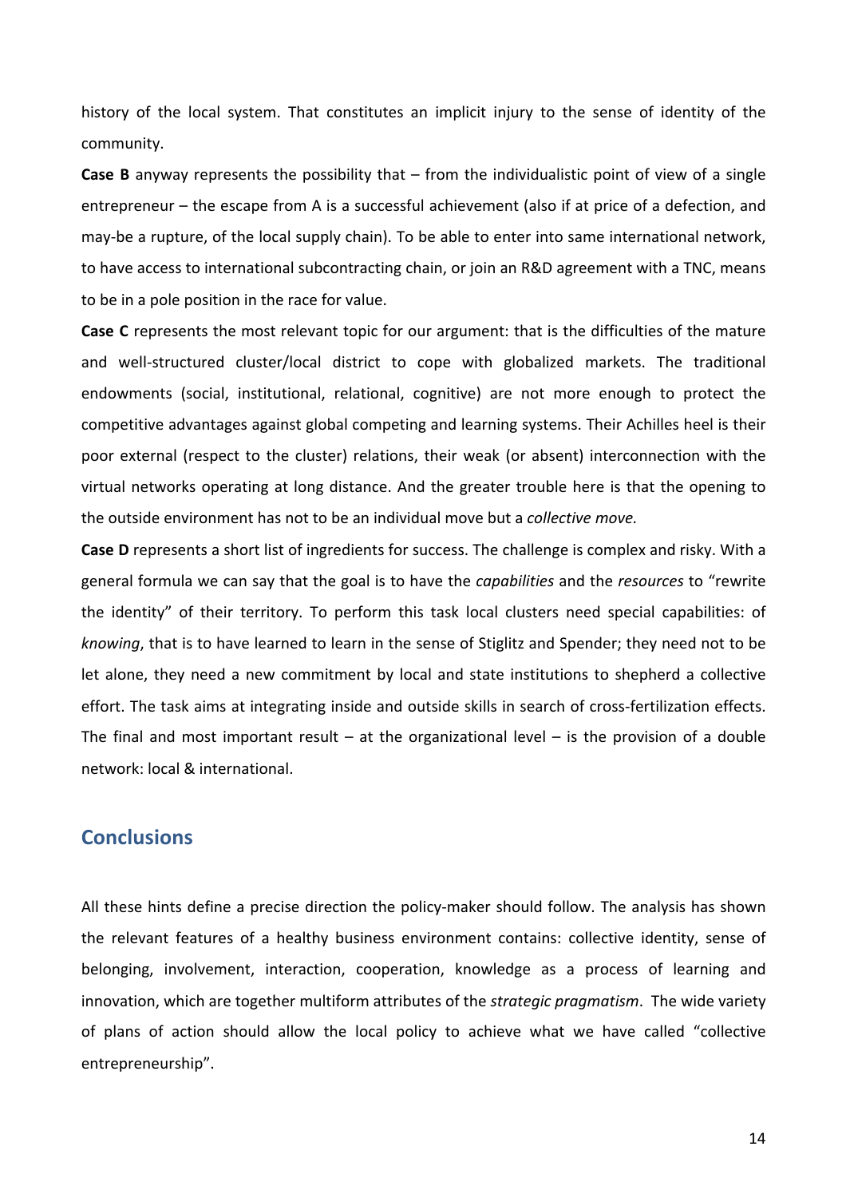history of the local system. That constitutes an implicit injury to the sense of identity of the community.

**Case B** anyway represents the possibility that – from the individualistic point of view of a single entrepreneur – the escape from A is a successful achievement (also if at price of a defection, and may-be a rupture, of the local supply chain). To be able to enter into same international network, to have access to international subcontracting chain, or join an R&D agreement with a TNC, means to be in a pole position in the race for value.

**Case C** represents the most relevant topic for our argument: that is the difficulties of the mature and well-structured cluster/local district to cope with globalized markets. The traditional endowments (social, institutional, relational, cognitive) are not more enough to protect the competitive advantages against global competing and learning systems. Their Achilles heel is their poor external (respect to the cluster) relations, their weak (or absent) interconnection with the virtual networks operating at long distance. And the greater trouble here is that the opening to the outside environment has not to be an individual move but a *collective move.*

**Case D** represents a short list of ingredients for success. The challenge is complex and risky. With a general formula we can say that the goal is to have the *capabilities* and the *resources* to "rewrite the identity" of their territory. To perform this task local clusters need special capabilities: of *knowing*, that is to have learned to learn in the sense of Stiglitz and Spender; they need not to be let alone, they need a new commitment by local and state institutions to shepherd a collective effort. The task aims at integrating inside and outside skills in search of cross-fertilization effects. The final and most important result – at the organizational level – is the provision of a double network: local & international.

## Conclusions

All these hints define a precise direction the policy-maker should follow. The analysis has shown the relevant features of a healthy business environment contains: collective identity, sense of belonging, involvement, interaction, cooperation, knowledge as a process of learning and innovation, which are together multiform attributes of the *strategic pragmatism*. The wide variety of plans of action should allow the local policy to achieve what we have called "collective entrepreneurship".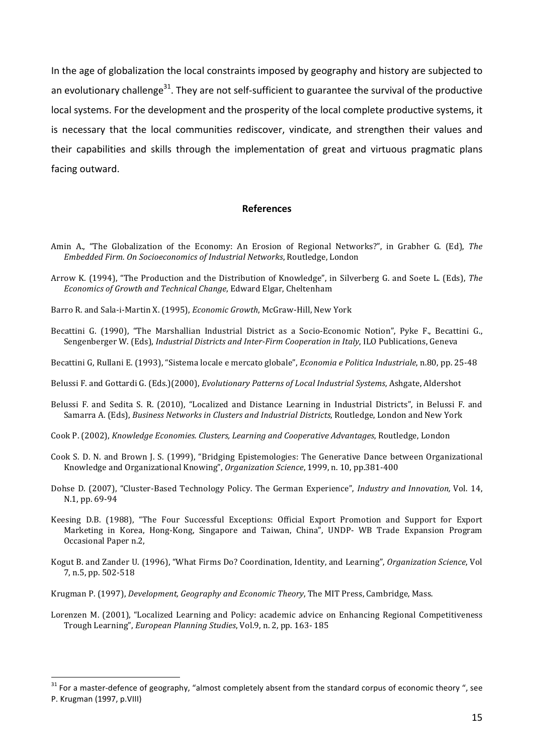In the age of globalization the local constraints imposed by geography and history are subjected to an evolutionary challenge[31]. They are not self-sufficient to guarantee the survival of the productive local systems. For the development and the prosperity of the local complete productive systems, it is necessary that the local communities rediscover, vindicate, and strengthen their values and their capabilities and skills through the implementation of great and virtuous pragmatic plans facing outward.

## References

Amin A., "The Globalization of the Economy: An Erosion of Regional Networks?", in Grabher G. (Ed), *The Embedded Firm. On Socioeconomics of Industrial Networks*, Routledge, London

Arrow K. (1994), "The Production and the Distribution of Knowledge", in Silverberg G. and Soete L. (Eds), *The Economics of Growth and Technical Change*, Edward Elgar, Cheltenham

Barro R. and Sala-i-Martin X. (1995), *Economic Growth*, McGraw-Hill, New York

Becattini G. (1990), "The Marshallian Industrial District as a Socio-Economic Notion", Pyke F., Becattini G., Sengenberger W. (Eds), *Industrial Districts and Inter-Firm Cooperation in Italy*, ILO Publications, Geneva

Becattini G, Rullani E. (1993), "Sistema locale e mercato globale", *Economia e Politica Industriale*, n.80, pp. 25-48

Belussi F. and Gottardi G. (Eds.)(2000), *Evolutionary Patterns of Local Industrial Systems*, Ashgate, Aldershot

Belussi F. and Sedita S. R. (2010), "Localized and Distance Learning in Industrial Districts", in Belussi F. and Samarra A. (Eds), *Business Networks in Clusters and Industrial Districts*, Routledge, London and New York

Cook P. (2002), *Knowledge Economies. Clusters, Learning and Cooperative Advantages*, Routledge, London

Cook S. D. N. and Brown J. S. (1999), "Bridging Epistemologies: The Generative Dance between Organizational Knowledge and Organizational Knowing", *Organization Science*, 1999, n. 10, pp.381-400

Dohse D. (2007), "Cluster-Based Technology Policy. The German Experience", *Industry and Innovation,* Vol. 14, N.1, pp. 69-94

Keesing D.B. (1988), "The Four Successful Exceptions: Official Export Promotion and Support for Export Marketing in Korea, Hong-Kong, Singapore and Taiwan, China", UNDP- WB Trade Expansion Program Occasional Paper n.2,

Kogut B. and Zander U. (1996), "What Firms Do? Coordination, Identity, and Learning", *Organization Science*, Vol 7, n.5, pp. 502-518

Krugman P. (1997), *Development, Geography and Economic Theory*, The MIT Press, Cambridge, Mass.

Lorenzen M. (2001), "Localized Learning and Policy: academic advice on Enhancing Regional Competitiveness Trough Learning", *European Planning Studies*, Vol.9, n. 2, pp. 163- 185

[31] For a master-defence of geography, "almost completely absent from the standard corpus of economic theory ", see P. Krugman (1997, p.VIII)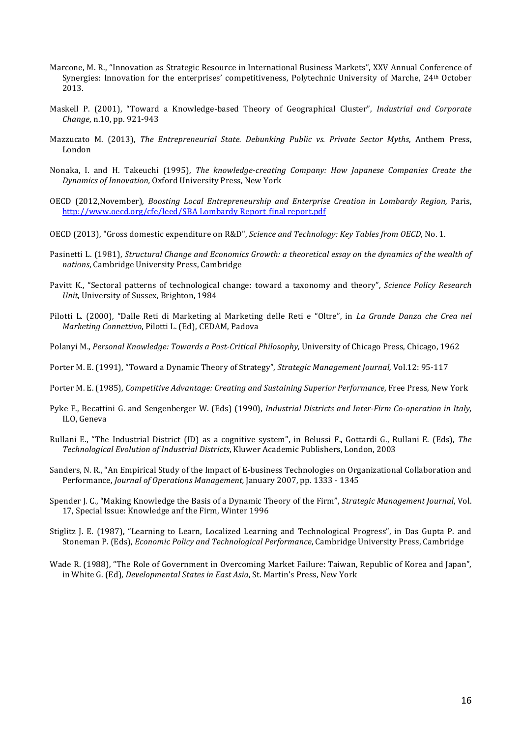Marcone, M. R., "Innovation as Strategic Resource in International Business Markets", XXV Annual Conference of Synergies: Innovation for the enterprises' competitiveness, Polytechnic University of Marche, 24th October 2013.

Maskell P. (2001), "Toward a Knowledge-based Theory of Geographical Cluster", *Industrial and Corporate Change*, n.10, pp. 921-943

Mazzucato M. (2013), *The Entrepreneurial State. Debunking Public vs. Private Sector Myths*, Anthem Press, London

Nonaka, I. and H. Takeuchi (1995), *The knowledge-creating Company: How Japanese Companies Create the Dynamics of Innovation,* Oxford University Press, New York

OECD (2012,November), *Boosting Local Entrepreneurship and Enterprise Creation in Lombardy Region,* Paris, http://www.oecd.org/cfe/leed/SBA Lombardy Report_final report.pdf

OECD (2013), "Gross domestic expenditure on R&D", *Science and Technology: Key Tables from OECD*, No. 1.

Pasinetti L. (1981), *Structural Change and Economics Growth: a theoretical essay on the dynamics of the wealth of nations*, Cambridge University Press, Cambridge

Pavitt K., "Sectoral patterns of technological change: toward a taxonomy and theory", *Science Policy Research Unit*, University of Sussex, Brighton, 1984

Pilotti L. (2000), "Dalle Reti di Marketing al Marketing delle Reti e "Oltre", in *La Grande Danza che Crea nel Marketing Connettivo*, Pilotti L. (Ed), CEDAM, Padova

Polanyi M., *Personal Knowledge: Towards a Post-Critical Philosophy,* University of Chicago Press, Chicago, 1962

Porter M. E. (1991), "Toward a Dynamic Theory of Strategy", *Strategic Management Journal,* Vol.12: 95-117

Porter M. E. (1985), *Competitive Advantage: Creating and Sustaining Superior Performance*, Free Press, New York

Pyke F., Becattini G. and Sengenberger W. (Eds) (1990), *Industrial Districts and Inter-Firm Co-operation in Italy,* ILO, Geneva

Rullani E., "The Industrial District (ID) as a cognitive system", in Belussi F., Gottardi G., Rullani E. (Eds), *The Technological Evolution of Industrial Districts*, Kluwer Academic Publishers, London, 2003

Sanders, N. R., "An Empirical Study of the Impact of E-business Technologies on Organizational Collaboration and Performance, *Journal of Operations Management,* January 2007, pp. 1333 - 1345

Spender J. C., "Making Knowledge the Basis of a Dynamic Theory of the Firm", *Strategic Management Journal*, Vol. 17, Special Issue: Knowledge anf the Firm, Winter 1996

Stiglitz J. E. (1987), "Learning to Learn, Localized Learning and Technological Progress", in Das Gupta P. and Stoneman P. (Eds), *Economic Policy and Technological Performance*, Cambridge University Press, Cambridge

Wade R. (1988), "The Role of Government in Overcoming Market Failure: Taiwan, Republic of Korea and Japan", in White G. (Ed), *Developmental States in East Asia*, St. Martin's Press, New York